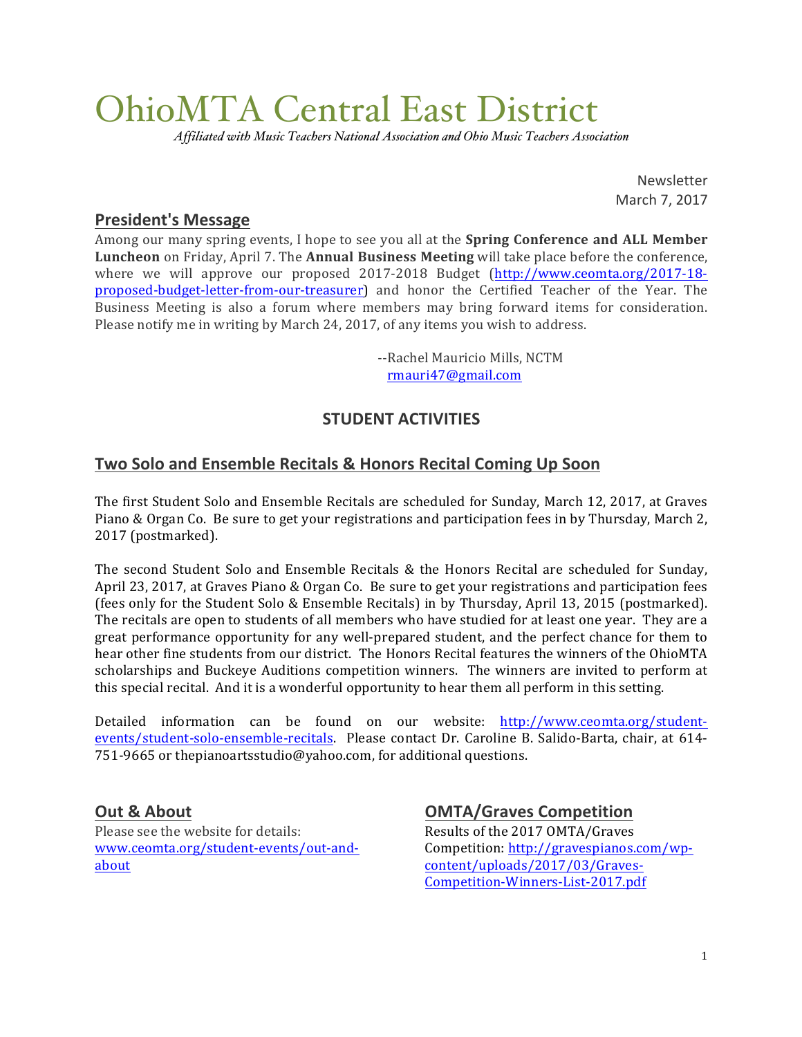# OhioMTA Central East District

*Affiliated with Music Teachers National Association and Ohio Music Teachers Association*

Newsletter
March 7, 2017

## President's Message

Among our many spring events, I hope to see you all at the **Spring Conference and ALL Member Luncheon** on Friday, April 7. The **Annual Business Meeting** will take place before the conference, where we will approve our proposed 2017-2018 Budget (http://www.ceomta.org/2017-18-proposed-budget-letter-from-our-treasurer) and honor the Certified Teacher of the Year. The Business Meeting is also a forum where members may bring forward items for consideration. Please notify me in writing by March 24, 2017, of any items you wish to address.

--Rachel Mauricio Mills, NCTM
rmauri47@gmail.com

## STUDENT ACTIVITIES

## Two Solo and Ensemble Recitals & Honors Recital Coming Up Soon

The first Student Solo and Ensemble Recitals are scheduled for Sunday, March 12, 2017, at Graves Piano & Organ Co. Be sure to get your registrations and participation fees in by Thursday, March 2, 2017 (postmarked).

The second Student Solo and Ensemble Recitals & the Honors Recital are scheduled for Sunday, April 23, 2017, at Graves Piano & Organ Co. Be sure to get your registrations and participation fees (fees only for the Student Solo & Ensemble Recitals) in by Thursday, April 13, 2015 (postmarked). The recitals are open to students of all members who have studied for at least one year. They are a great performance opportunity for any well-prepared student, and the perfect chance for them to hear other fine students from our district. The Honors Recital features the winners of the OhioMTA scholarships and Buckeye Auditions competition winners. The winners are invited to perform at this special recital. And it is a wonderful opportunity to hear them all perform in this setting.

Detailed information can be found on our website: http://www.ceomta.org/student-events/student-solo-ensemble-recitals. Please contact Dr. Caroline B. Salido-Barta, chair, at 614-751-9665 or thepianoartsstudio@yahoo.com, for additional questions.

## Out & About

Please see the website for details: www.ceomta.org/student-events/out-and-about

## OMTA/Graves Competition

Results of the 2017 OMTA/Graves Competition: http://gravespianos.com/wp-content/uploads/2017/03/Graves-Competition-Winners-List-2017.pdf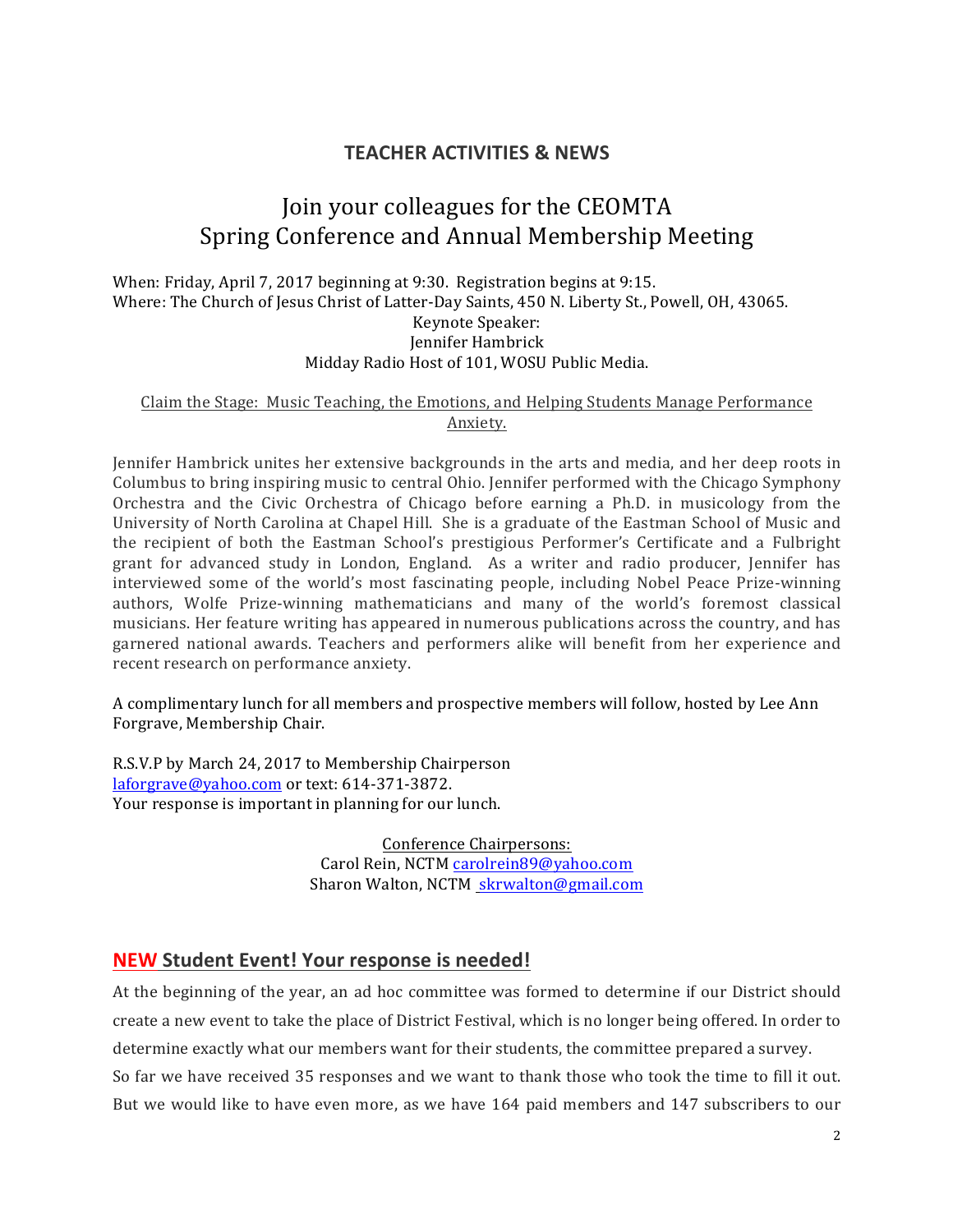## TEACHER ACTIVITIES & NEWS

# Join your colleagues for the CEOMTA Spring Conference and Annual Membership Meeting

When: Friday, April 7, 2017 beginning at 9:30. Registration begins at 9:15.
Where: The Church of Jesus Christ of Latter-Day Saints, 450 N. Liberty St., Powell, OH, 43065.

Keynote Speaker:
Jennifer Hambrick
Midday Radio Host of 101, WOSU Public Media.

Claim the Stage: Music Teaching, the Emotions, and Helping Students Manage Performance Anxiety.

Jennifer Hambrick unites her extensive backgrounds in the arts and media, and her deep roots in Columbus to bring inspiring music to central Ohio. Jennifer performed with the Chicago Symphony Orchestra and the Civic Orchestra of Chicago before earning a Ph.D. in musicology from the University of North Carolina at Chapel Hill. She is a graduate of the Eastman School of Music and the recipient of both the Eastman School's prestigious Performer's Certificate and a Fulbright grant for advanced study in London, England. As a writer and radio producer, Jennifer has interviewed some of the world's most fascinating people, including Nobel Peace Prize-winning authors, Wolfe Prize-winning mathematicians and many of the world's foremost classical musicians. Her feature writing has appeared in numerous publications across the country, and has garnered national awards. Teachers and performers alike will benefit from her experience and recent research on performance anxiety.

A complimentary lunch for all members and prospective members will follow, hosted by Lee Ann Forgrave, Membership Chair.

R.S.V.P by March 24, 2017 to Membership Chairperson
laforgrave@yahoo.com or text: 614-371-3872.
Your response is important in planning for our lunch.

Conference Chairpersons:
Carol Rein, NCTM carolrein89@yahoo.com
Sharon Walton, NCTM skrwalton@gmail.com

## NEW Student Event! Your response is needed!

At the beginning of the year, an ad hoc committee was formed to determine if our District should create a new event to take the place of District Festival, which is no longer being offered. In order to determine exactly what our members want for their students, the committee prepared a survey.
So far we have received 35 responses and we want to thank those who took the time to fill it out. But we would like to have even more, as we have 164 paid members and 147 subscribers to our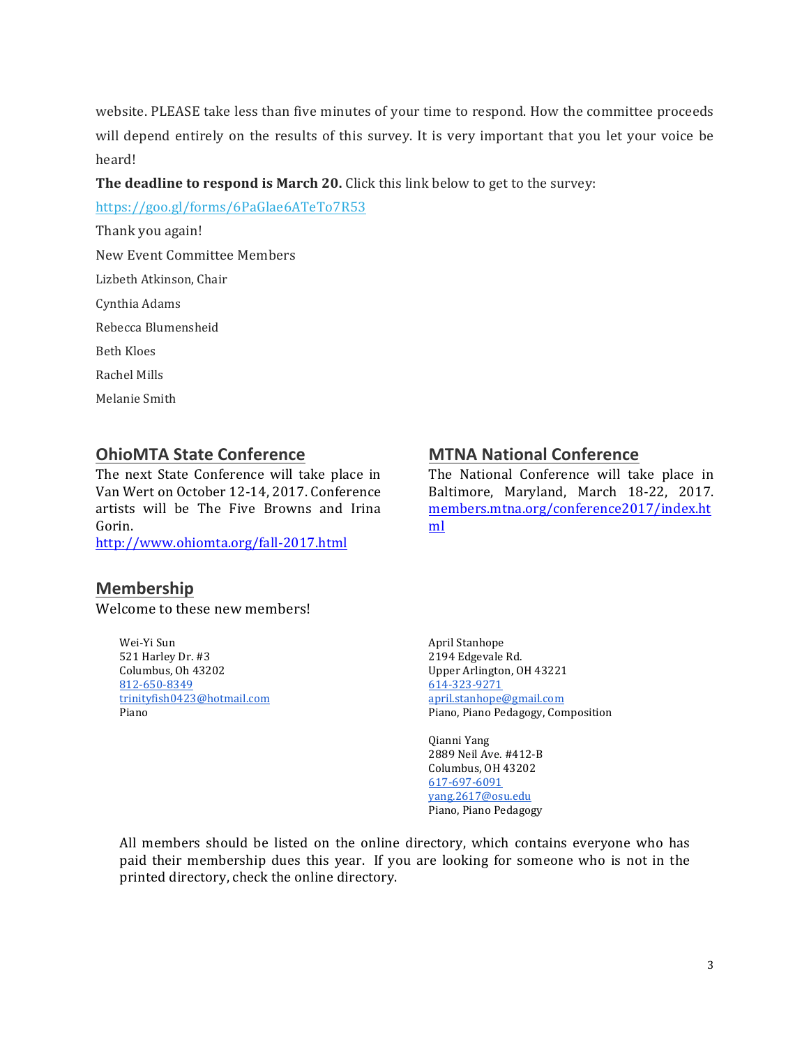website. PLEASE take less than five minutes of your time to respond. How the committee proceeds will depend entirely on the results of this survey. It is very important that you let your voice be heard!

**The deadline to respond is March 20.** Click this link below to get to the survey:

https://goo.gl/forms/6PaGlae6ATeTo7R53

Thank you again!

New Event Committee Members

Lizbeth Atkinson, Chair

Cynthia Adams

Rebecca Blumensheid

Beth Kloes

Rachel Mills

Melanie Smith

## OhioMTA State Conference

The next State Conference will take place in Van Wert on October 12-14, 2017. Conference artists will be The Five Browns and Irina Gorin.
http://www.ohiomta.org/fall-2017.html

## MTNA National Conference

The National Conference will take place in Baltimore, Maryland, March 18-22, 2017. members.mtna.org/conference2017/index.html

## Membership

Welcome to these new members!

Wei-Yi Sun
521 Harley Dr. #3
Columbus, Oh 43202
812-650-8349
trinityfish0423@hotmail.com
Piano

April Stanhope
2194 Edgevale Rd.
Upper Arlington, OH 43221
614-323-9271
april.stanhope@gmail.com
Piano, Piano Pedagogy, Composition

Qianni Yang
2889 Neil Ave. #412-B
Columbus, OH 43202
617-697-6091
yang.2617@osu.edu
Piano, Piano Pedagogy

All members should be listed on the online directory, which contains everyone who has paid their membership dues this year. If you are looking for someone who is not in the printed directory, check the online directory.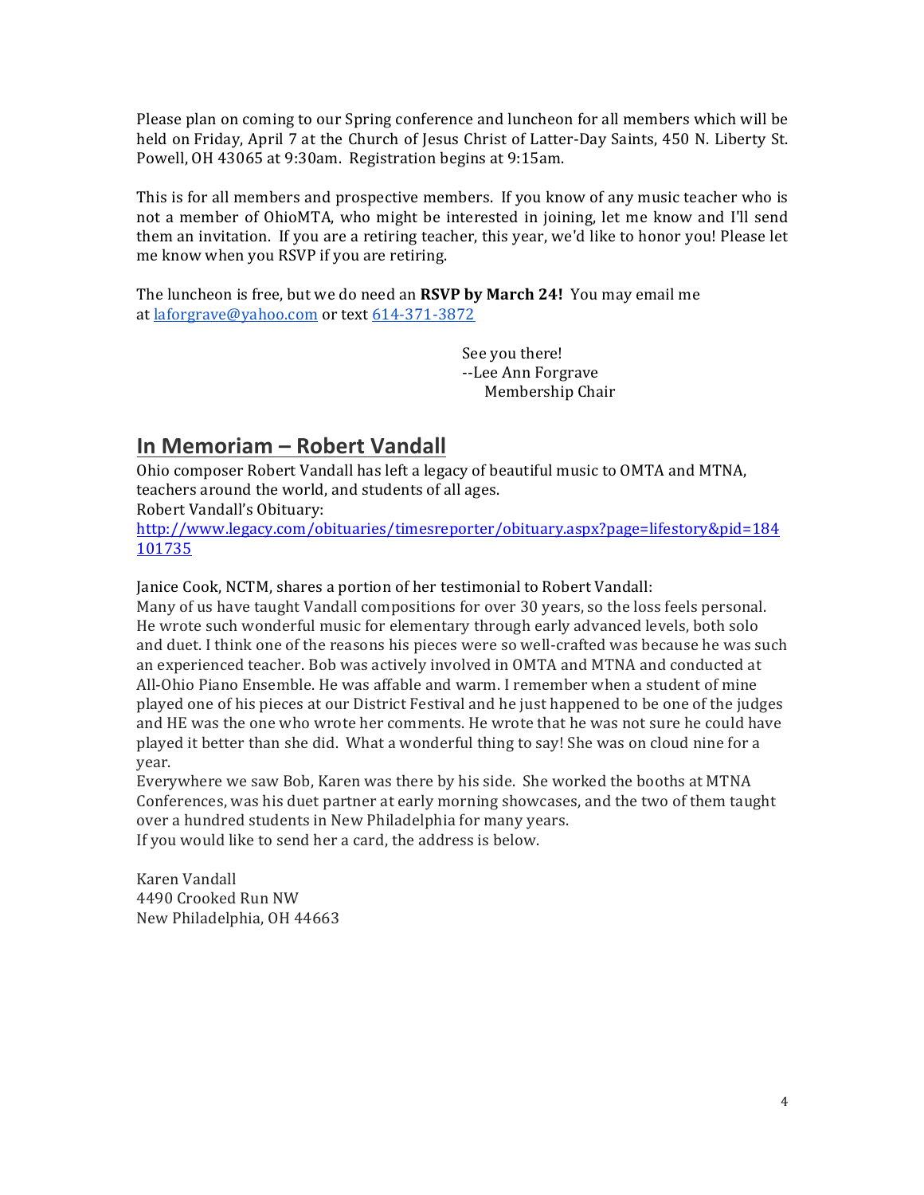Please plan on coming to our Spring conference and luncheon for all members which will be held on Friday, April 7 at the Church of Jesus Christ of Latter-Day Saints, 450 N. Liberty St. Powell, OH 43065 at 9:30am. Registration begins at 9:15am.

This is for all members and prospective members. If you know of any music teacher who is not a member of OhioMTA, who might be interested in joining, let me know and I'll send them an invitation. If you are a retiring teacher, this year, we'd like to honor you! Please let me know when you RSVP if you are retiring.

The luncheon is free, but we do need an **RSVP by March 24!** You may email me at laforgrave@yahoo.com or text 614-371-3872

See you there!
--Lee Ann Forgrave
Membership Chair

## In Memoriam – Robert Vandall

Ohio composer Robert Vandall has left a legacy of beautiful music to OMTA and MTNA, teachers around the world, and students of all ages.
Robert Vandall's Obituary:
http://www.legacy.com/obituaries/timesreporter/obituary.aspx?page=lifestory&pid=184101735

Janice Cook, NCTM, shares a portion of her testimonial to Robert Vandall:
Many of us have taught Vandall compositions for over 30 years, so the loss feels personal. He wrote such wonderful music for elementary through early advanced levels, both solo and duet. I think one of the reasons his pieces were so well-crafted was because he was such an experienced teacher. Bob was actively involved in OMTA and MTNA and conducted at All-Ohio Piano Ensemble. He was affable and warm. I remember when a student of mine played one of his pieces at our District Festival and he just happened to be one of the judges and HE was the one who wrote her comments. He wrote that he was not sure he could have played it better than she did. What a wonderful thing to say! She was on cloud nine for a year.
Everywhere we saw Bob, Karen was there by his side. She worked the booths at MTNA Conferences, was his duet partner at early morning showcases, and the two of them taught over a hundred students in New Philadelphia for many years.
If you would like to send her a card, the address is below.

Karen Vandall
4490 Crooked Run NW
New Philadelphia, OH 44663